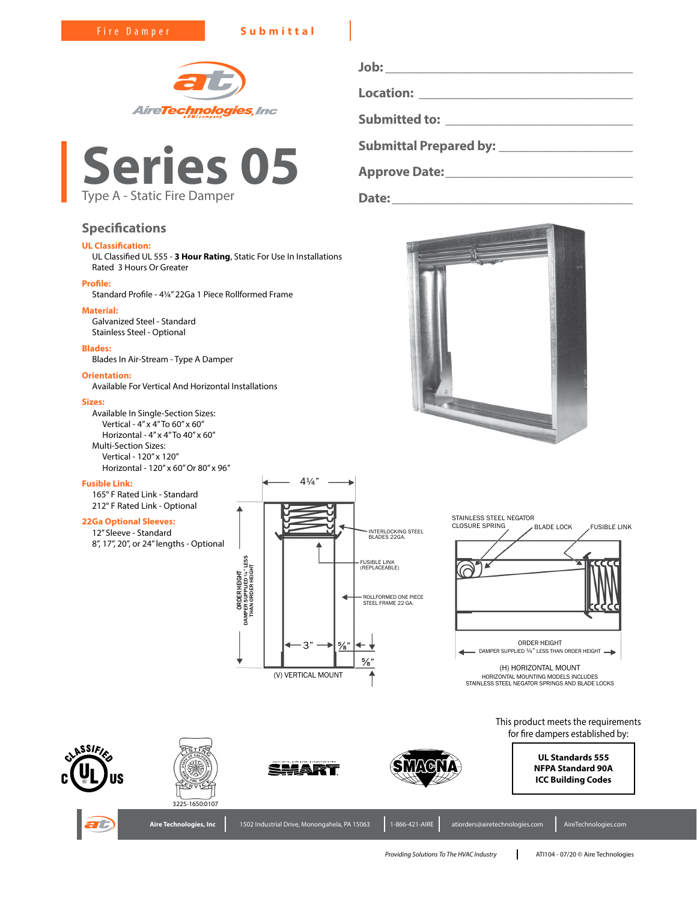Fire Damper **Submittal**

AireTechnologies, Inc
a DMI company

# Series 05

Type A - Static Fire Damper

**Job:** ______________________________

**Location:** ______________________________

**Submitted to:** ______________________________

**Submittal Prepared by:** ______________________________

**Approve Date:** ______________________________

**Date:** ______________________________

## Specifications

**UL Classification:**
UL Classified UL 555 - **3 Hour Rating**, Static For Use In Installations Rated 3 Hours Or Greater

**Profile:**
Standard Profile - 4¼" 22Ga 1 Piece Rollformed Frame

**Material:**
Galvanized Steel - Standard
Stainless Steel - Optional

**Blades:**
Blades In Air-Stream - Type A Damper

**Orientation:**
Available For Vertical And Horizontal Installations

**Sizes:**
Available In Single-Section Sizes:
- Vertical - 4" x 4" To 60" x 60"
- Horizontal - 4" x 4" To 40" x 60"

Multi-Section Sizes:
- Vertical - 120" x 120"
- Horizontal - 120" x 60" Or 80" x 96"

**Fusible Link:**
165° F Rated Link - Standard
212° F Rated Link - Optional

**22Ga Optional Sleeves:**
12" Sleeve - Standard
8", 17", 20", or 24" lengths - Optional

4¼"

INTERLOCKING STEEL BLADES 22GA.

FUSIBLE LINK (REPLACEABLE)

ROLLFORMED ONE PIECE STEEL FRAME 22 GA.

ORDER HEIGHT
DAMPER SUPPLIED ¼" LESS THAN ORDER HEIGHT

3" ⅝" ⅝"

(V) VERTICAL MOUNT

STAINLESS STEEL NEGATOR CLOSURE SPRING

BLADE LOCK

FUSIBLE LINK

ORDER HEIGHT
DAMPER SUPPLIED ¼" LESS THAN ORDER HEIGHT

(H) HORIZONTAL MOUNT
HORIZONTAL MOUNTING MODELS INCLUDES STAINLESS STEEL NEGATOR SPRINGS AND BLADE LOCKS

This product meets the requirements for fire dampers established by:

**UL Standards 555**
**NFPA Standard 90A**
**ICC Building Codes**

3225-1650:0107

Aire Technologies, Inc | 1502 Industrial Drive, Monongahela, PA 15063 | 1-866-421-AIRE | atiorders@airetechnologies.com | AireTechnologies.com

*Providing Solutions To The HVAC Industry* | ATI104 - 07/20 © Aire Technologies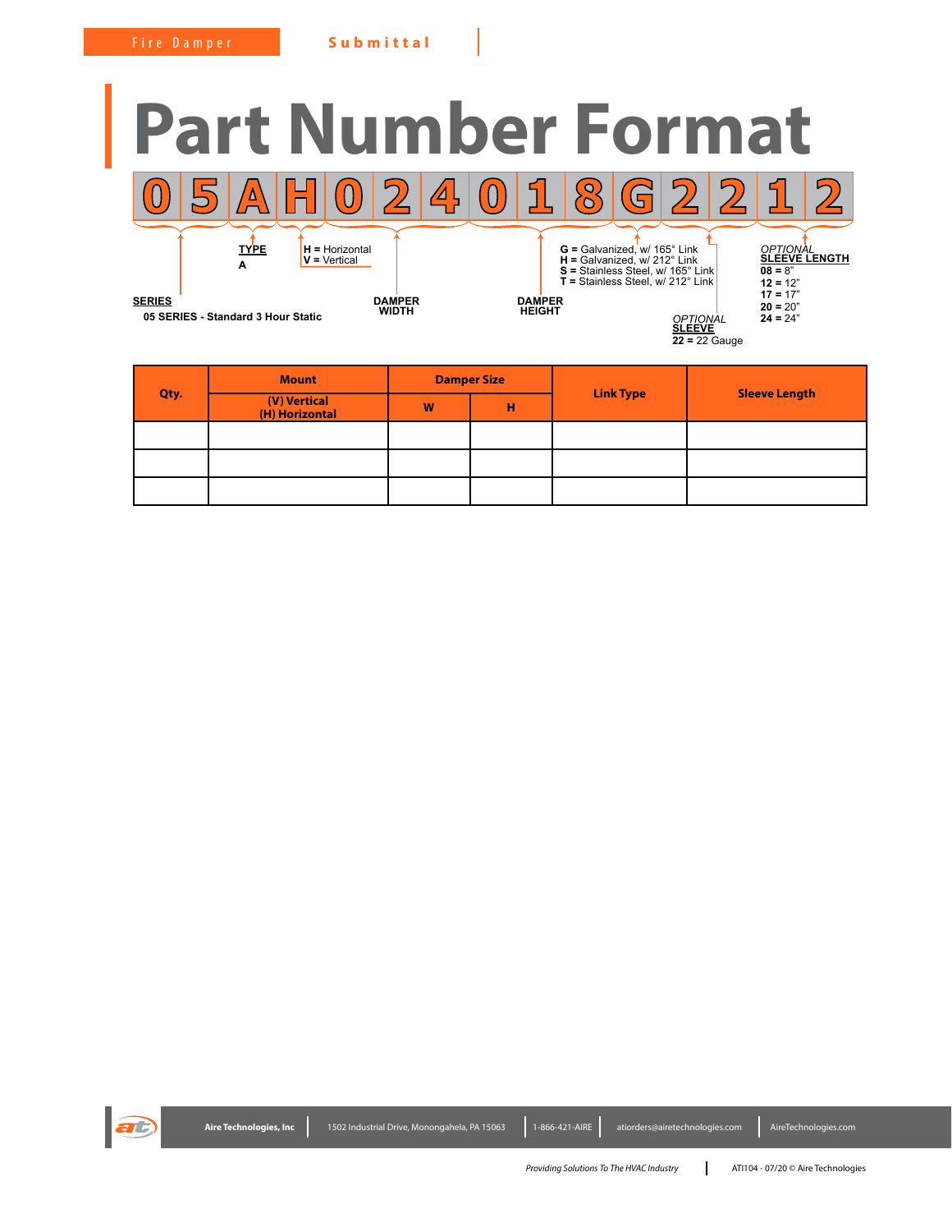# Part Number Format

**0 5 A H 0 2 4 0 1 8 G 2 2 1 2**

**SERIES**
05 SERIES - Standard 3 Hour Static

**TYPE**
A

**H** = Horizontal
**V** = Vertical

**DAMPER WIDTH**

**DAMPER HEIGHT**

**G** = Galvanized, w/ 165° Link
**H** = Galvanized, w/ 212° Link
**S** = Stainless Steel, w/ 165° Link
**T** = Stainless Steel, w/ 212° Link

*OPTIONAL*
**SLEEVE**
**22** = 22 Gauge

*OPTIONAL*
**SLEEVE LENGTH**
**08** = 8"
**12** = 12"
**17** = 17"
**20** = 20"
**24** = 24"

| Qty. | Mount | Damper Size | | Link Type | Sleeve Length |
|---|---|---|---|---|---|
| | (V) Vertical (H) Horizontal | W | H | | |
| | | | | | |
| | | | | | |
| | | | | | |